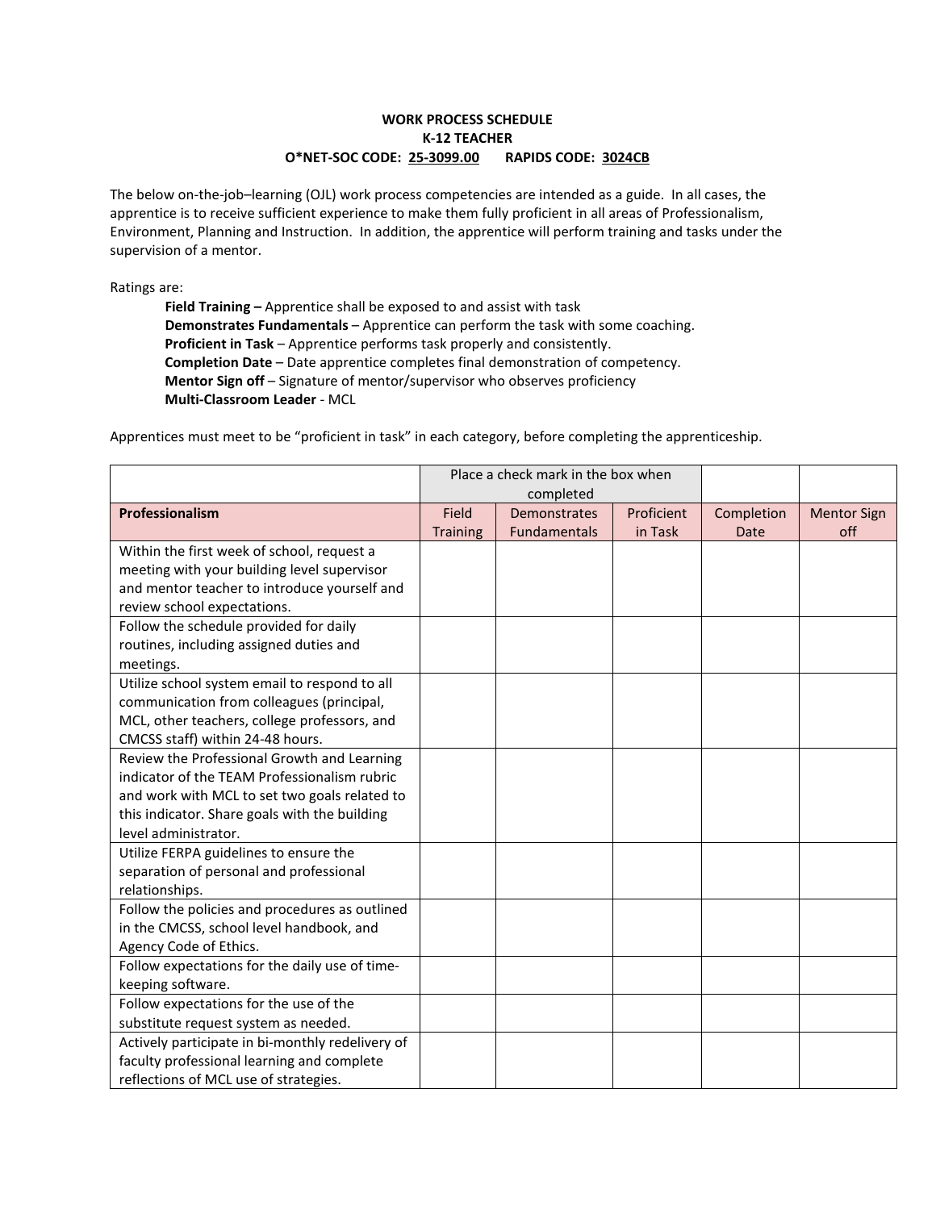**WORK PROCESS SCHEDULE**
**K-12 TEACHER**
**O*NET-SOC CODE: 25-3099.00 RAPIDS CODE: 3024CB**

The below on-the-job–learning (OJL) work process competencies are intended as a guide. In all cases, the apprentice is to receive sufficient experience to make them fully proficient in all areas of Professionalism, Environment, Planning and Instruction. In addition, the apprentice will perform training and tasks under the supervision of a mentor.

Ratings are:

- **Field Training –** Apprentice shall be exposed to and assist with task
- **Demonstrates Fundamentals** – Apprentice can perform the task with some coaching.
- **Proficient in Task** – Apprentice performs task properly and consistently.
- **Completion Date** – Date apprentice completes final demonstration of competency.
- **Mentor Sign off** – Signature of mentor/supervisor who observes proficiency
- **Multi-Classroom Leader** - MCL

Apprentices must meet to be "proficient in task" in each category, before completing the apprenticeship.

| | Place a check mark in the box when completed | | | | |
|---|---|---|---|---|---|
| **Professionalism** | Field Training | Demonstrates Fundamentals | Proficient in Task | Completion Date | Mentor Sign off |
| Within the first week of school, request a meeting with your building level supervisor and mentor teacher to introduce yourself and review school expectations. | | | | | |
| Follow the schedule provided for daily routines, including assigned duties and meetings. | | | | | |
| Utilize school system email to respond to all communication from colleagues (principal, MCL, other teachers, college professors, and CMCSS staff) within 24-48 hours. | | | | | |
| Review the Professional Growth and Learning indicator of the TEAM Professionalism rubric and work with MCL to set two goals related to this indicator. Share goals with the building level administrator. | | | | | |
| Utilize FERPA guidelines to ensure the separation of personal and professional relationships. | | | | | |
| Follow the policies and procedures as outlined in the CMCSS, school level handbook, and Agency Code of Ethics. | | | | | |
| Follow expectations for the daily use of time-keeping software. | | | | | |
| Follow expectations for the use of the substitute request system as needed. | | | | | |
| Actively participate in bi-monthly redelivery of faculty professional learning and complete reflections of MCL use of strategies. | | | | | |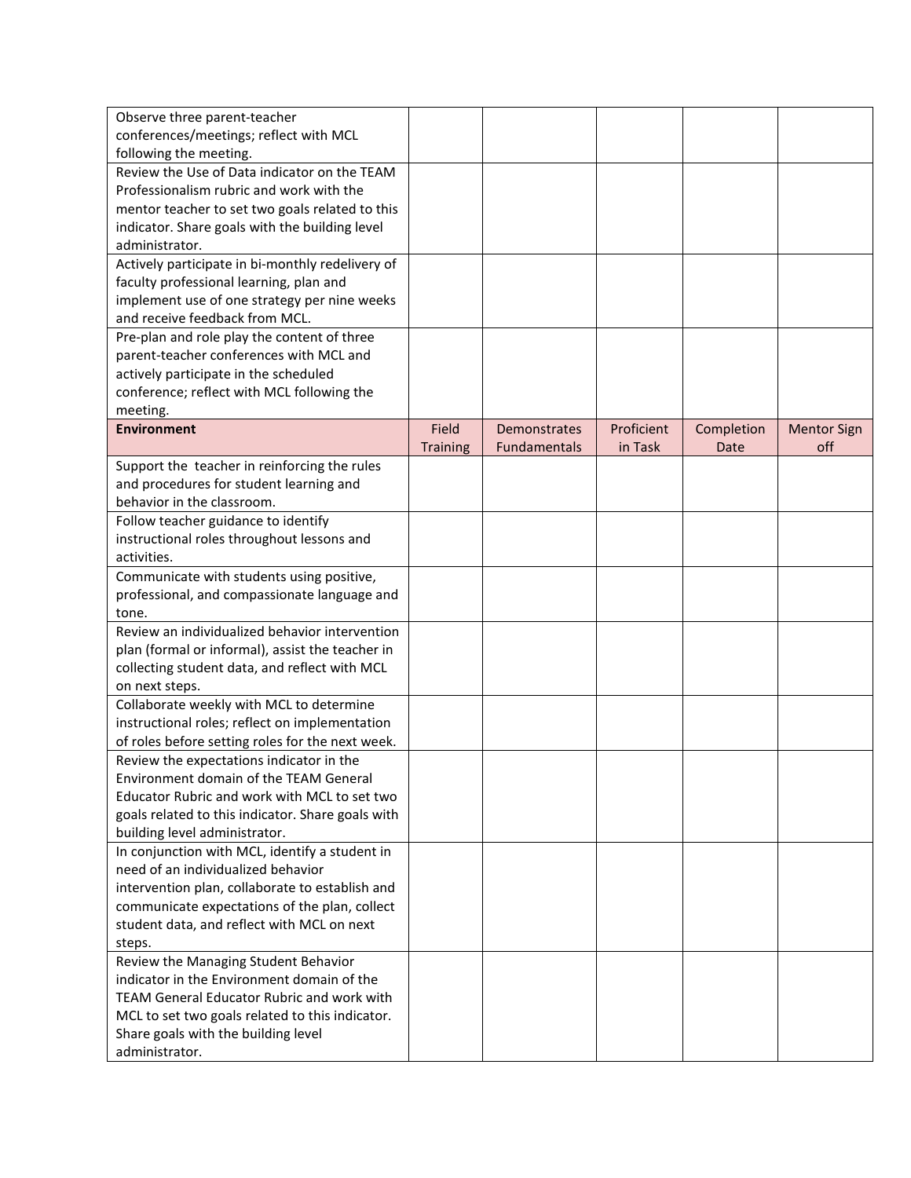| | | | | | |
|---|---|---|---|---|---|
| Observe three parent-teacher conferences/meetings; reflect with MCL following the meeting. | | | | | |
| Review the Use of Data indicator on the TEAM Professionalism rubric and work with the mentor teacher to set two goals related to this indicator. Share goals with the building level administrator. | | | | | |
| Actively participate in bi-monthly redelivery of faculty professional learning, plan and implement use of one strategy per nine weeks and receive feedback from MCL. | | | | | |
| Pre-plan and role play the content of three parent-teacher conferences with MCL and actively participate in the scheduled conference; reflect with MCL following the meeting. | | | | | |
| **Environment** | Field Training | Demonstrates Fundamentals | Proficient in Task | Completion Date | Mentor Sign off |
| Support the teacher in reinforcing the rules and procedures for student learning and behavior in the classroom. | | | | | |
| Follow teacher guidance to identify instructional roles throughout lessons and activities. | | | | | |
| Communicate with students using positive, professional, and compassionate language and tone. | | | | | |
| Review an individualized behavior intervention plan (formal or informal), assist the teacher in collecting student data, and reflect with MCL on next steps. | | | | | |
| Collaborate weekly with MCL to determine instructional roles; reflect on implementation of roles before setting roles for the next week. | | | | | |
| Review the expectations indicator in the Environment domain of the TEAM General Educator Rubric and work with MCL to set two goals related to this indicator. Share goals with building level administrator. | | | | | |
| In conjunction with MCL, identify a student in need of an individualized behavior intervention plan, collaborate to establish and communicate expectations of the plan, collect student data, and reflect with MCL on next steps. | | | | | |
| Review the Managing Student Behavior indicator in the Environment domain of the TEAM General Educator Rubric and work with MCL to set two goals related to this indicator. Share goals with the building level administrator. | | | | | |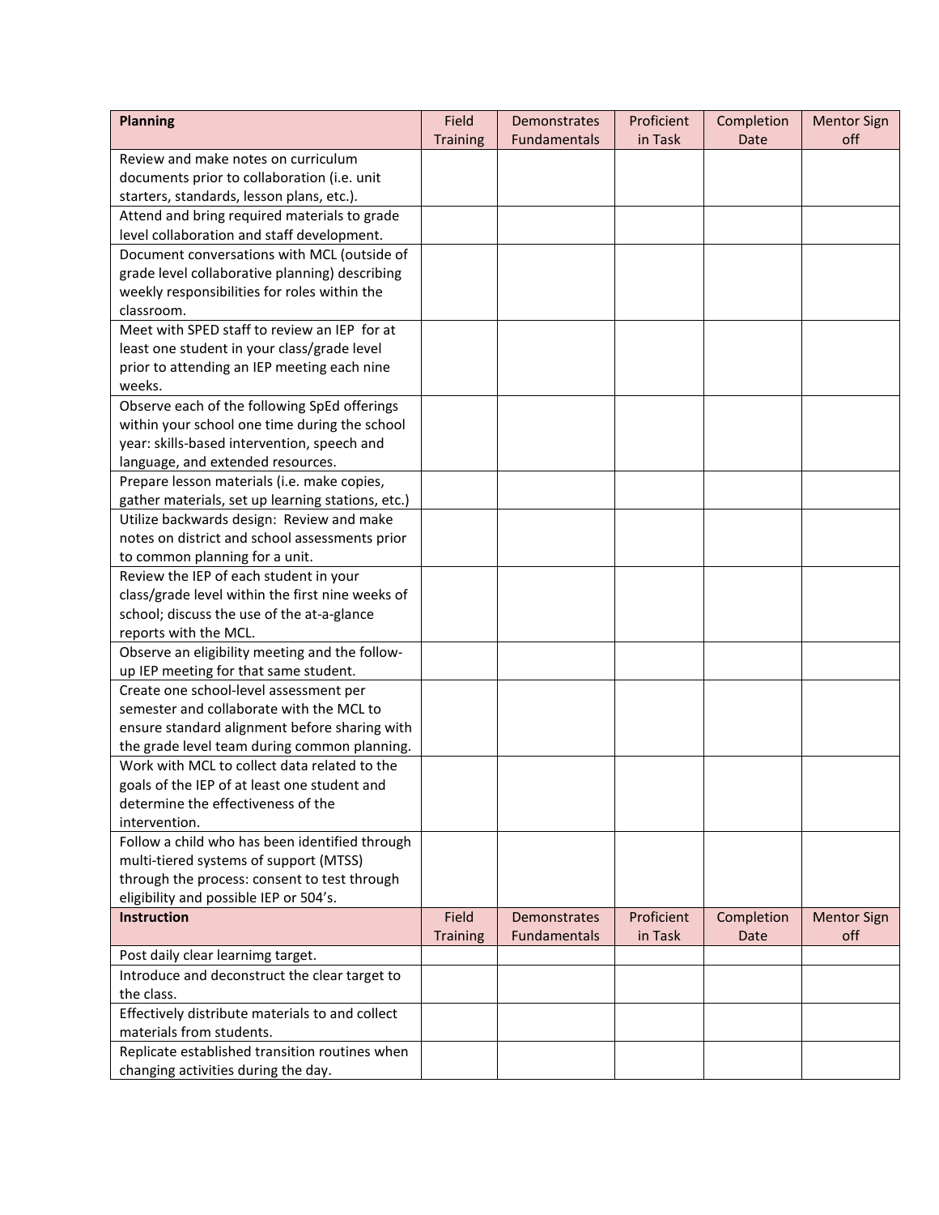| **Planning** | Field Training | Demonstrates Fundamentals | Proficient in Task | Completion Date | Mentor Sign off |
|---|---|---|---|---|---|
| Review and make notes on curriculum documents prior to collaboration (i.e. unit starters, standards, lesson plans, etc.). | | | | | |
| Attend and bring required materials to grade level collaboration and staff development. | | | | | |
| Document conversations with MCL (outside of grade level collaborative planning) describing weekly responsibilities for roles within the classroom. | | | | | |
| Meet with SPED staff to review an IEP for at least one student in your class/grade level prior to attending an IEP meeting each nine weeks. | | | | | |
| Observe each of the following SpEd offerings within your school one time during the school year: skills-based intervention, speech and language, and extended resources. | | | | | |
| Prepare lesson materials (i.e. make copies, gather materials, set up learning stations, etc.) | | | | | |
| Utilize backwards design: Review and make notes on district and school assessments prior to common planning for a unit. | | | | | |
| Review the IEP of each student in your class/grade level within the first nine weeks of school; discuss the use of the at-a-glance reports with the MCL. | | | | | |
| Observe an eligibility meeting and the follow-up IEP meeting for that same student. | | | | | |
| Create one school-level assessment per semester and collaborate with the MCL to ensure standard alignment before sharing with the grade level team during common planning. | | | | | |
| Work with MCL to collect data related to the goals of the IEP of at least one student and determine the effectiveness of the intervention. | | | | | |
| Follow a child who has been identified through multi-tiered systems of support (MTSS) through the process: consent to test through eligibility and possible IEP or 504's. | | | | | |
| **Instruction** | Field Training | Demonstrates Fundamentals | Proficient in Task | Completion Date | Mentor Sign off |
| Post daily clear learnimg target. | | | | | |
| Introduce and deconstruct the clear target to the class. | | | | | |
| Effectively distribute materials to and collect materials from students. | | | | | |
| Replicate established transition routines when changing activities during the day. | | | | | |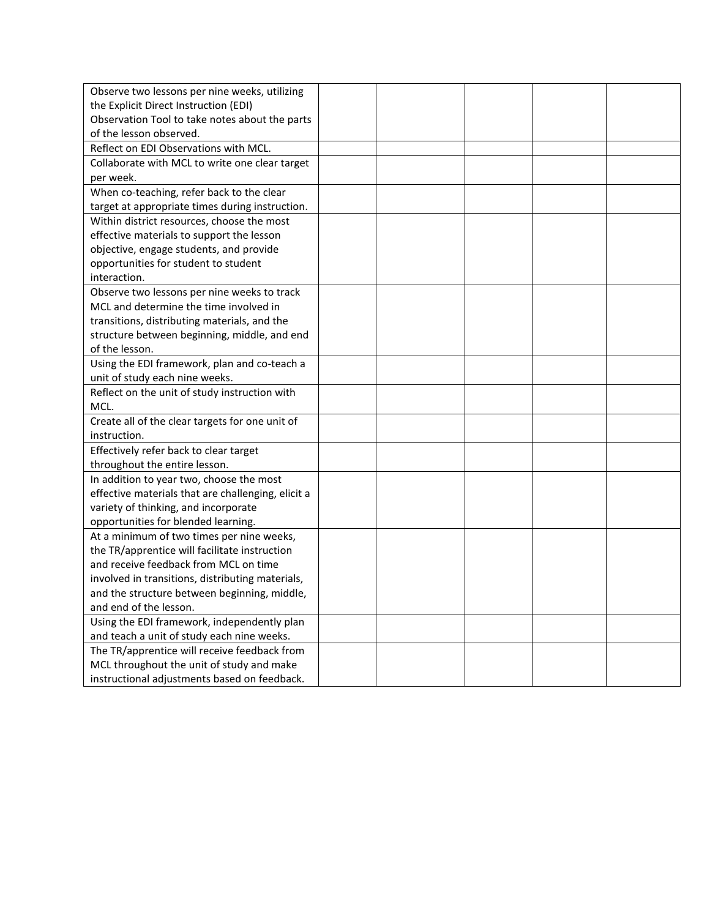| | | | | | |
|---|---|---|---|---|---|
| Observe two lessons per nine weeks, utilizing the Explicit Direct Instruction (EDI) Observation Tool to take notes about the parts of the lesson observed. | | | | | |
| Reflect on EDI Observations with MCL. | | | | | |
| Collaborate with MCL to write one clear target per week. | | | | | |
| When co-teaching, refer back to the clear target at appropriate times during instruction. | | | | | |
| Within district resources, choose the most effective materials to support the lesson objective, engage students, and provide opportunities for student to student interaction. | | | | | |
| Observe two lessons per nine weeks to track MCL and determine the time involved in transitions, distributing materials, and the structure between beginning, middle, and end of the lesson. | | | | | |
| Using the EDI framework, plan and co-teach a unit of study each nine weeks. | | | | | |
| Reflect on the unit of study instruction with MCL. | | | | | |
| Create all of the clear targets for one unit of instruction. | | | | | |
| Effectively refer back to clear target throughout the entire lesson. | | | | | |
| In addition to year two, choose the most effective materials that are challenging, elicit a variety of thinking, and incorporate opportunities for blended learning. | | | | | |
| At a minimum of two times per nine weeks, the TR/apprentice will facilitate instruction and receive feedback from MCL on time involved in transitions, distributing materials, and the structure between beginning, middle, and end of the lesson. | | | | | |
| Using the EDI framework, independently plan and teach a unit of study each nine weeks. | | | | | |
| The TR/apprentice will receive feedback from MCL throughout the unit of study and make instructional adjustments based on feedback. | | | | | |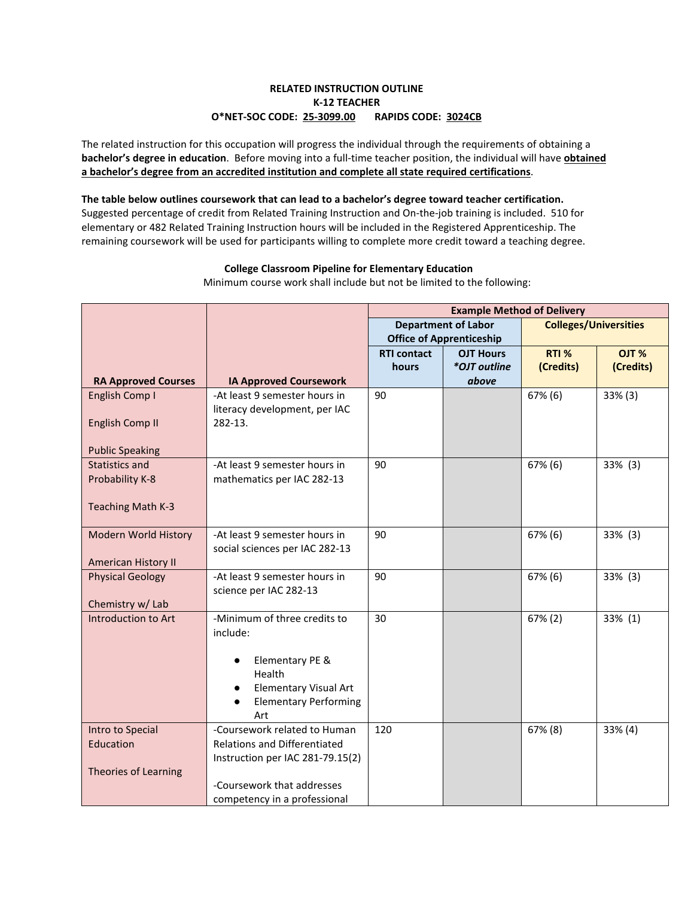**RELATED INSTRUCTION OUTLINE**
**K-12 TEACHER**
**O*NET-SOC CODE: 25-3099.00 RAPIDS CODE: 3024CB**

The related instruction for this occupation will progress the individual through the requirements of obtaining a **bachelor's degree in education**. Before moving into a full-time teacher position, the individual will have **obtained a bachelor's degree from an accredited institution and complete all state required certifications**.

**The table below outlines coursework that can lead to a bachelor's degree toward teacher certification.** Suggested percentage of credit from Related Training Instruction and On-the-job training is included. 510 for elementary or 482 Related Training Instruction hours will be included in the Registered Apprenticeship. The remaining coursework will be used for participants willing to complete more credit toward a teaching degree.

**College Classroom Pipeline for Elementary Education**
Minimum course work shall include but not be limited to the following:

| | | **Example Method of Delivery** | | | |
|---|---|---|---|---|---|
| | | **Department of Labor Office of Apprenticeship** | | **Colleges/Universities** | |
| **RA Approved Courses** | **IA Approved Coursework** | **RTI contact hours** | **OJT Hours** ***\*OJT outline above*** | **RTI % (Credits)** | **OJT % (Credits)** |
| English Comp I<br><br>English Comp II<br><br>Public Speaking | -At least 9 semester hours in literacy development, per IAC 282-13. | 90 | | 67% (6) | 33% (3) |
| Statistics and Probability K-8<br><br>Teaching Math K-3 | -At least 9 semester hours in mathematics per IAC 282-13 | 90 | | 67% (6) | 33% (3) |
| Modern World History<br><br>American History II | -At least 9 semester hours in social sciences per IAC 282-13 | 90 | | 67% (6) | 33% (3) |
| Physical Geology<br><br>Chemistry w/ Lab | -At least 9 semester hours in science per IAC 282-13 | 90 | | 67% (6) | 33% (3) |
| Introduction to Art | -Minimum of three credits to include:<br><br>● Elementary PE & Health<br>● Elementary Visual Art<br>● Elementary Performing Art | 30 | | 67% (2) | 33% (1) |
| Intro to Special Education<br><br>Theories of Learning | -Coursework related to Human Relations and Differentiated Instruction per IAC 281-79.15(2)<br><br>-Coursework that addresses competency in a professional | 120 | | 67% (8) | 33% (4) |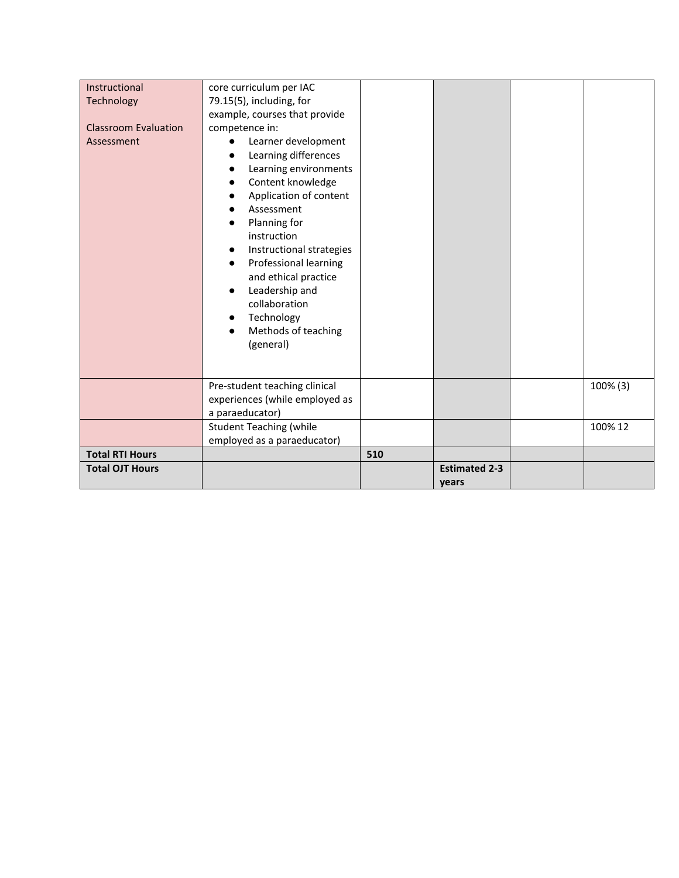| | | | | | |
|---|---|---|---|---|---|
| Instructional Technology<br><br>Classroom Evaluation Assessment | core curriculum per IAC 79.15(5), including, for example, courses that provide competence in:<br>• Learner development<br>• Learning differences<br>• Learning environments<br>• Content knowledge<br>• Application of content<br>• Assessment<br>• Planning for instruction<br>• Instructional strategies<br>• Professional learning and ethical practice<br>• Leadership and collaboration<br>• Technology<br>• Methods of teaching (general) | | | | |
| | Pre-student teaching clinical experiences (while employed as a paraeducator) | | | | 100% (3) |
| | Student Teaching (while employed as a paraeducator) | | | | 100% 12 |
| **Total RTI Hours** | | **510** | | | |
| **Total OJT Hours** | | | **Estimated 2-3 years** | | |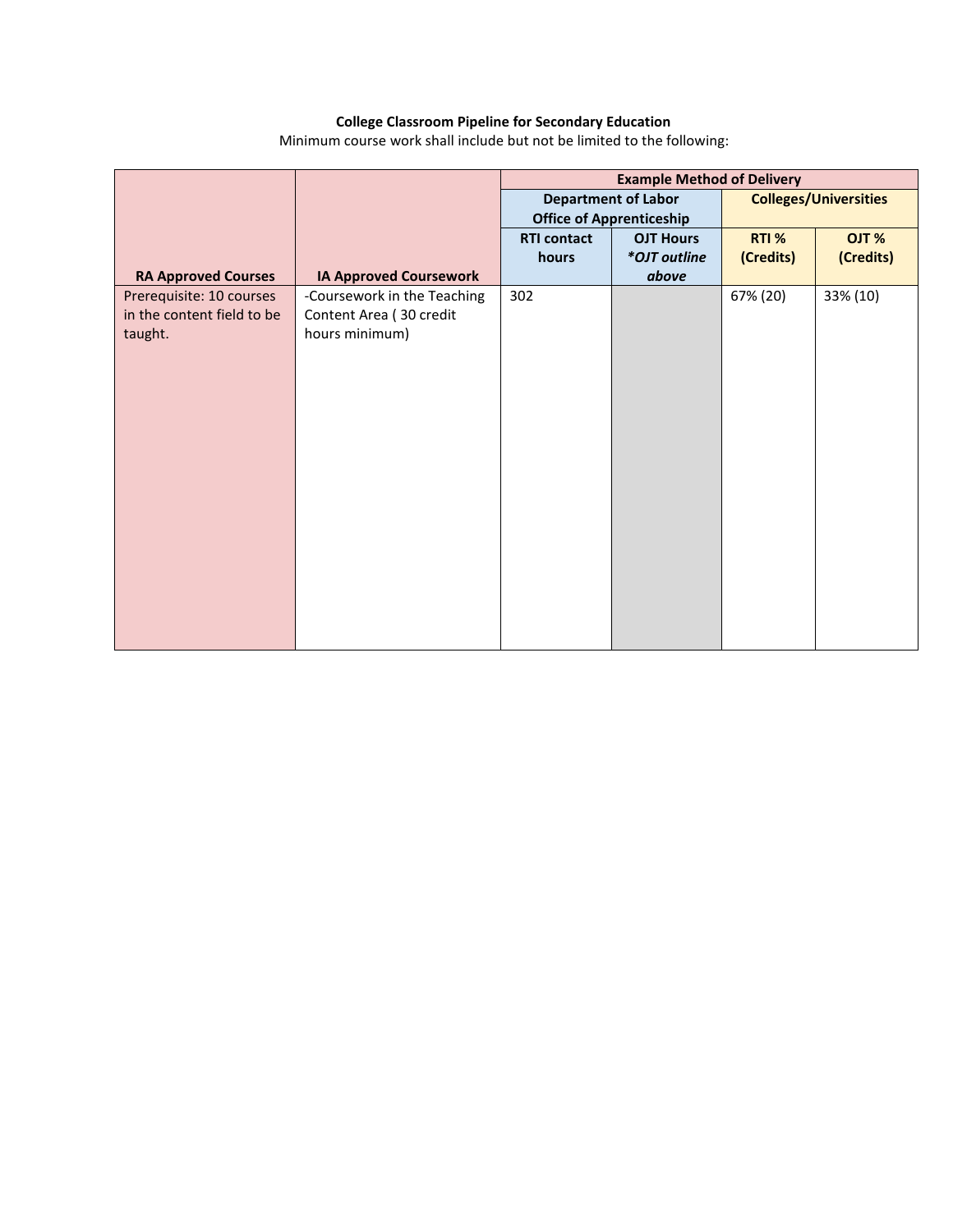**College Classroom Pipeline for Secondary Education**

Minimum course work shall include but not be limited to the following:

| RA Approved Courses | IA Approved Coursework | Example Method of Delivery | | | |
|---|---|---|---|---|---|
| | | Department of Labor Office of Apprenticeship | | Colleges/Universities | |
| | | RTI contact hours | OJT Hours *\*OJT outline above* | RTI % (Credits) | OJT % (Credits) |
| Prerequisite: 10 courses in the content field to be taught. | -Coursework in the Teaching Content Area ( 30 credit hours minimum) | 302 | | 67% (20) | 33% (10) |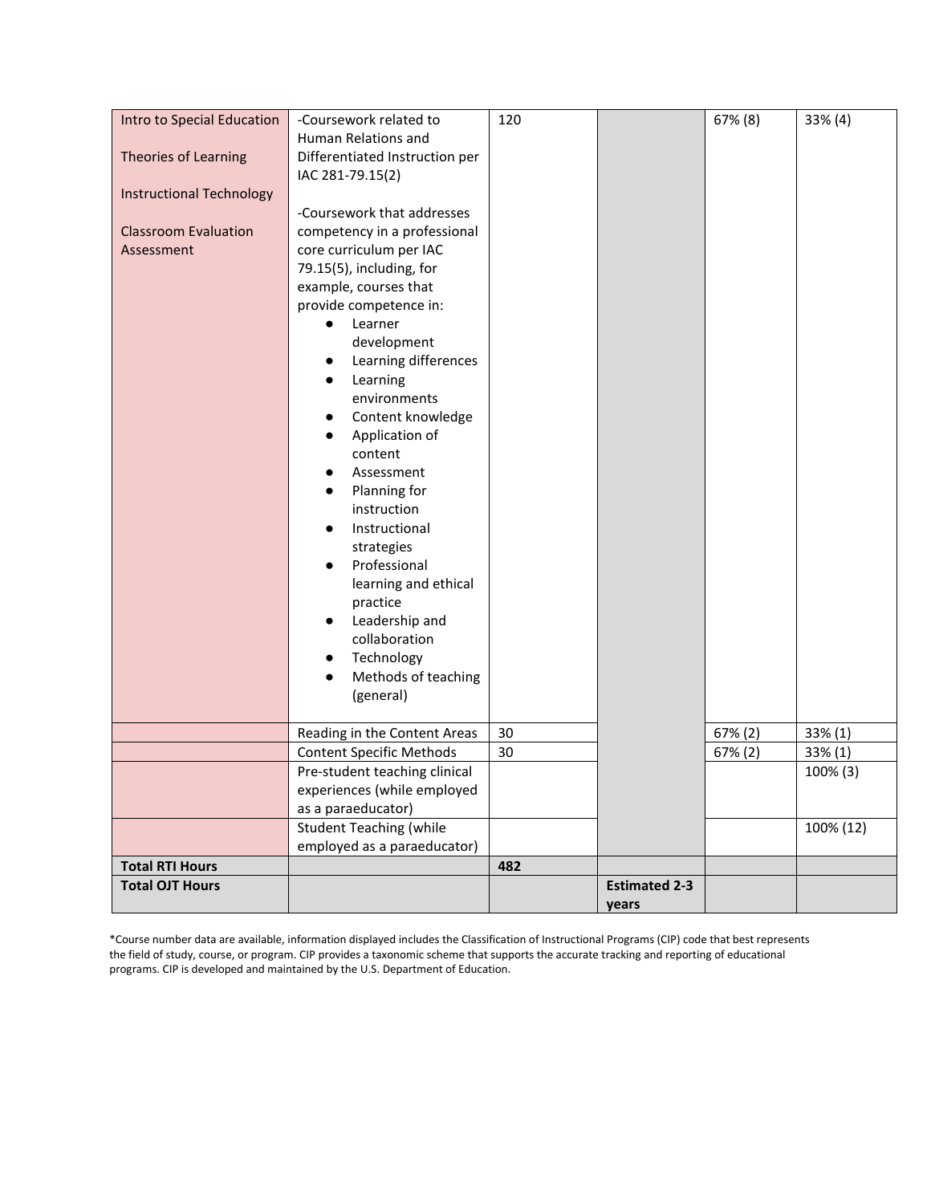| | | | | | |
|---|---|---|---|---|---|
| Intro to Special Education<br><br>Theories of Learning<br><br>Instructional Technology<br><br>Classroom Evaluation Assessment | -Coursework related to Human Relations and Differentiated Instruction per IAC 281-79.15(2)<br><br>-Coursework that addresses competency in a professional core curriculum per IAC 79.15(5), including, for example, courses that provide competence in:<br>• Learner development<br>• Learning differences<br>• Learning environments<br>• Content knowledge<br>• Application of content<br>• Assessment<br>• Planning for instruction<br>• Instructional strategies<br>• Professional learning and ethical practice<br>• Leadership and collaboration<br>• Technology<br>• Methods of teaching (general) | 120 | | 67% (8) | 33% (4) |
| | Reading in the Content Areas | 30 | | 67% (2) | 33% (1) |
| | Content Specific Methods | 30 | | 67% (2) | 33% (1) |
| | Pre-student teaching clinical experiences (while employed as a paraeducator) | | | | 100% (3) |
| | Student Teaching (while employed as a paraeducator) | | | | 100% (12) |
| **Total RTI Hours** | | **482** | | | |
| **Total OJT Hours** | | | **Estimated 2-3 years** | | |

*Course number data are available, information displayed includes the Classification of Instructional Programs (CIP) code that best represents the field of study, course, or program. CIP provides a taxonomic scheme that supports the accurate tracking and reporting of educational programs. CIP is developed and maintained by the U.S. Department of Education.